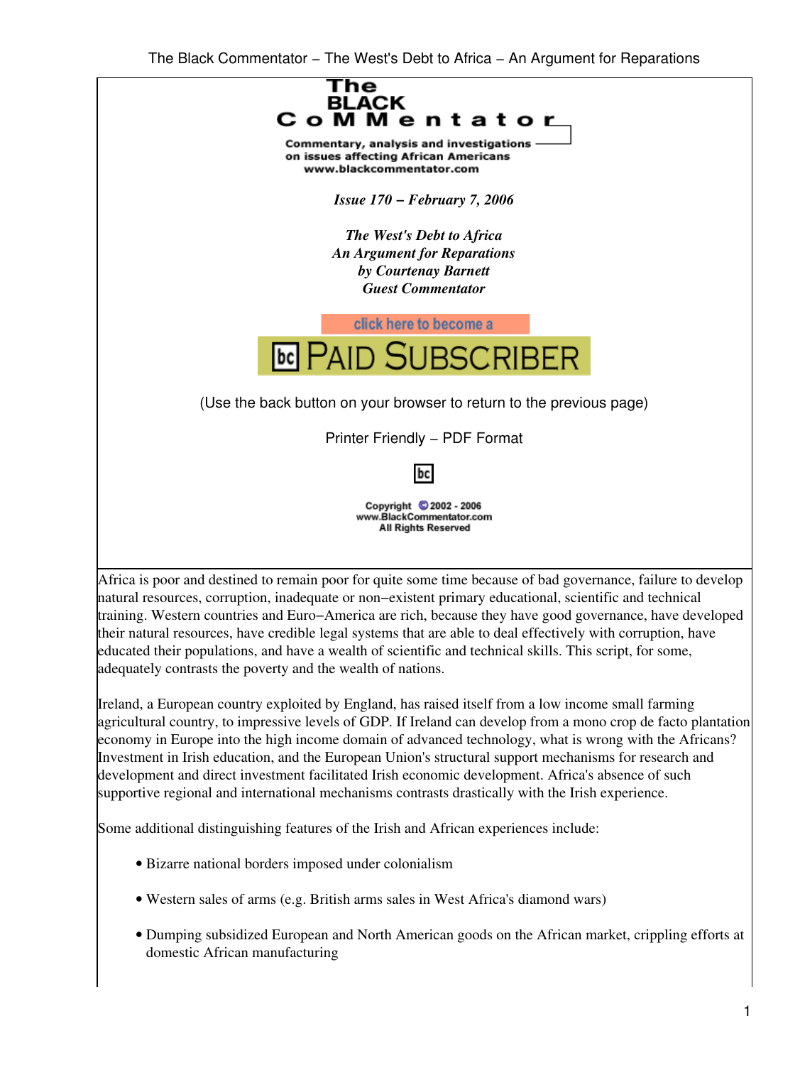# The BLACK CoMMentator

Commentary, analysis and investigations on issues affecting African Americans
www.blackcommentator.com

*Issue 170 – February 7, 2006*

***The West's Debt to Africa***
***An Argument for Reparations***
***by Courtenay Barnett***
***Guest Commentator***

click here to become a PAID SUBSCRIBER

(Use the back button on your browser to return to the previous page)

Printer Friendly – PDF Format

Copyright © 2002 - 2006
www.BlackCommentator.com
All Rights Reserved

Africa is poor and destined to remain poor for quite some time because of bad governance, failure to develop natural resources, corruption, inadequate or non–existent primary educational, scientific and technical training. Western countries and Euro–America are rich, because they have good governance, have developed their natural resources, have credible legal systems that are able to deal effectively with corruption, have educated their populations, and have a wealth of scientific and technical skills. This script, for some, adequately contrasts the poverty and the wealth of nations.

Ireland, a European country exploited by England, has raised itself from a low income small farming agricultural country, to impressive levels of GDP. If Ireland can develop from a mono crop de facto plantation economy in Europe into the high income domain of advanced technology, what is wrong with the Africans? Investment in Irish education, and the European Union's structural support mechanisms for research and development and direct investment facilitated Irish economic development. Africa's absence of such supportive regional and international mechanisms contrasts drastically with the Irish experience.

Some additional distinguishing features of the Irish and African experiences include:

- Bizarre national borders imposed under colonialism
- Western sales of arms (e.g. British arms sales in West Africa's diamond wars)
- Dumping subsidized European and North American goods on the African market, crippling efforts at domestic African manufacturing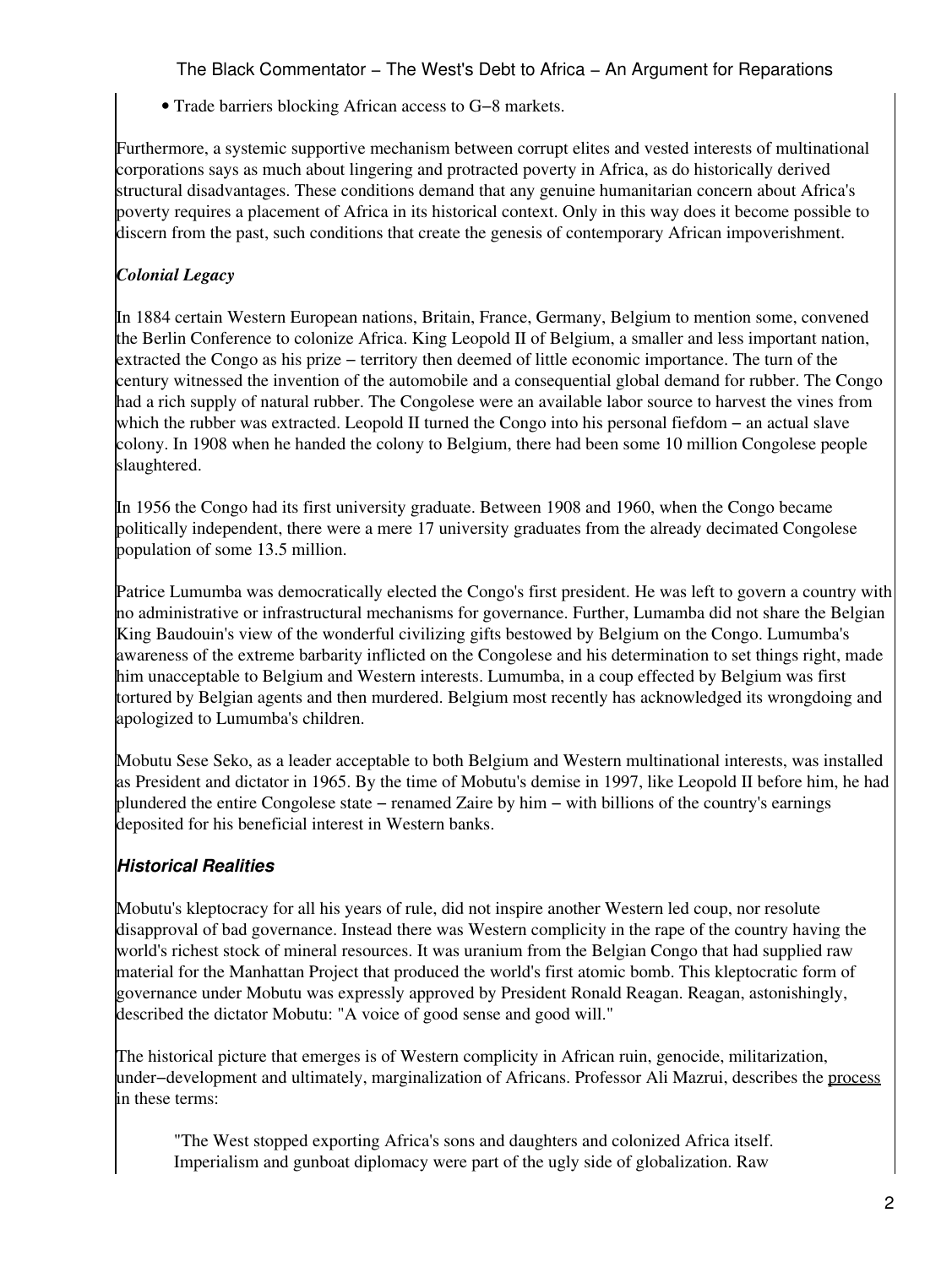- Trade barriers blocking African access to G−8 markets.

Furthermore, a systemic supportive mechanism between corrupt elites and vested interests of multinational corporations says as much about lingering and protracted poverty in Africa, as do historically derived structural disadvantages. These conditions demand that any genuine humanitarian concern about Africa's poverty requires a placement of Africa in its historical context. Only in this way does it become possible to discern from the past, such conditions that create the genesis of contemporary African impoverishment.

### *Colonial Legacy*

In 1884 certain Western European nations, Britain, France, Germany, Belgium to mention some, convened the Berlin Conference to colonize Africa. King Leopold II of Belgium, a smaller and less important nation, extracted the Congo as his prize − territory then deemed of little economic importance. The turn of the century witnessed the invention of the automobile and a consequential global demand for rubber. The Congo had a rich supply of natural rubber. The Congolese were an available labor source to harvest the vines from which the rubber was extracted. Leopold II turned the Congo into his personal fiefdom − an actual slave colony. In 1908 when he handed the colony to Belgium, there had been some 10 million Congolese people slaughtered.

In 1956 the Congo had its first university graduate. Between 1908 and 1960, when the Congo became politically independent, there were a mere 17 university graduates from the already decimated Congolese population of some 13.5 million.

Patrice Lumumba was democratically elected the Congo's first president. He was left to govern a country with no administrative or infrastructural mechanisms for governance. Further, Lumamba did not share the Belgian King Baudouin's view of the wonderful civilizing gifts bestowed by Belgium on the Congo. Lumumba's awareness of the extreme barbarity inflicted on the Congolese and his determination to set things right, made him unacceptable to Belgium and Western interests. Lumumba, in a coup effected by Belgium was first tortured by Belgian agents and then murdered. Belgium most recently has acknowledged its wrongdoing and apologized to Lumumba's children.

Mobutu Sese Seko, as a leader acceptable to both Belgium and Western multinational interests, was installed as President and dictator in 1965. By the time of Mobutu's demise in 1997, like Leopold II before him, he had plundered the entire Congolese state − renamed Zaire by him − with billions of the country's earnings deposited for his beneficial interest in Western banks.

### *Historical Realities*

Mobutu's kleptocracy for all his years of rule, did not inspire another Western led coup, nor resolute disapproval of bad governance. Instead there was Western complicity in the rape of the country having the world's richest stock of mineral resources. It was uranium from the Belgian Congo that had supplied raw material for the Manhattan Project that produced the world's first atomic bomb. This kleptocratic form of governance under Mobutu was expressly approved by President Ronald Reagan. Reagan, astonishingly, described the dictator Mobutu: "A voice of good sense and good will."

The historical picture that emerges is of Western complicity in African ruin, genocide, militarization, under−development and ultimately, marginalization of Africans. Professor Ali Mazrui, describes the process in these terms:

> "The West stopped exporting Africa's sons and daughters and colonized Africa itself. Imperialism and gunboat diplomacy were part of the ugly side of globalization. Raw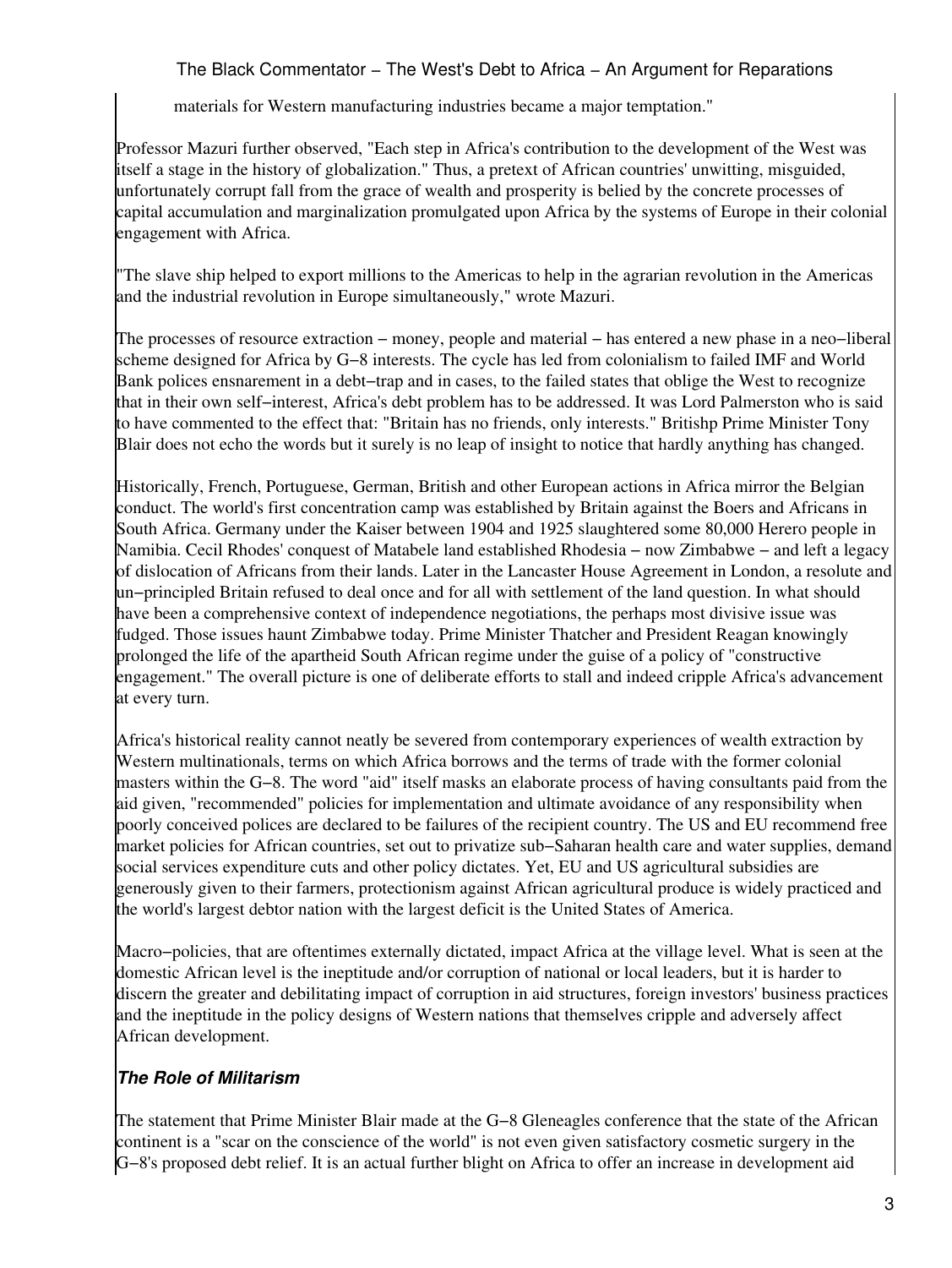materials for Western manufacturing industries became a major temptation."

Professor Mazuri further observed, "Each step in Africa's contribution to the development of the West was itself a stage in the history of globalization." Thus, a pretext of African countries' unwitting, misguided, unfortunately corrupt fall from the grace of wealth and prosperity is belied by the concrete processes of capital accumulation and marginalization promulgated upon Africa by the systems of Europe in their colonial engagement with Africa.

"The slave ship helped to export millions to the Americas to help in the agrarian revolution in the Americas and the industrial revolution in Europe simultaneously," wrote Mazuri.

The processes of resource extraction − money, people and material − has entered a new phase in a neo−liberal scheme designed for Africa by G−8 interests. The cycle has led from colonialism to failed IMF and World Bank polices ensnarement in a debt−trap and in cases, to the failed states that oblige the West to recognize that in their own self−interest, Africa's debt problem has to be addressed. It was Lord Palmerston who is said to have commented to the effect that: "Britain has no friends, only interests." Britishp Prime Minister Tony Blair does not echo the words but it surely is no leap of insight to notice that hardly anything has changed.

Historically, French, Portuguese, German, British and other European actions in Africa mirror the Belgian conduct. The world's first concentration camp was established by Britain against the Boers and Africans in South Africa. Germany under the Kaiser between 1904 and 1925 slaughtered some 80,000 Herero people in Namibia. Cecil Rhodes' conquest of Matabele land established Rhodesia − now Zimbabwe − and left a legacy of dislocation of Africans from their lands. Later in the Lancaster House Agreement in London, a resolute and un−principled Britain refused to deal once and for all with settlement of the land question. In what should have been a comprehensive context of independence negotiations, the perhaps most divisive issue was fudged. Those issues haunt Zimbabwe today. Prime Minister Thatcher and President Reagan knowingly prolonged the life of the apartheid South African regime under the guise of a policy of "constructive engagement." The overall picture is one of deliberate efforts to stall and indeed cripple Africa's advancement at every turn.

Africa's historical reality cannot neatly be severed from contemporary experiences of wealth extraction by Western multinationals, terms on which Africa borrows and the terms of trade with the former colonial masters within the G−8. The word "aid" itself masks an elaborate process of having consultants paid from the aid given, "recommended" policies for implementation and ultimate avoidance of any responsibility when poorly conceived polices are declared to be failures of the recipient country. The US and EU recommend free market policies for African countries, set out to privatize sub−Saharan health care and water supplies, demand social services expenditure cuts and other policy dictates. Yet, EU and US agricultural subsidies are generously given to their farmers, protectionism against African agricultural produce is widely practiced and the world's largest debtor nation with the largest deficit is the United States of America.

Macro−policies, that are oftentimes externally dictated, impact Africa at the village level. What is seen at the domestic African level is the ineptitude and/or corruption of national or local leaders, but it is harder to discern the greater and debilitating impact of corruption in aid structures, foreign investors' business practices and the ineptitude in the policy designs of Western nations that themselves cripple and adversely affect African development.

### *The Role of Militarism*

The statement that Prime Minister Blair made at the G−8 Gleneagles conference that the state of the African continent is a "scar on the conscience of the world" is not even given satisfactory cosmetic surgery in the G−8's proposed debt relief. It is an actual further blight on Africa to offer an increase in development aid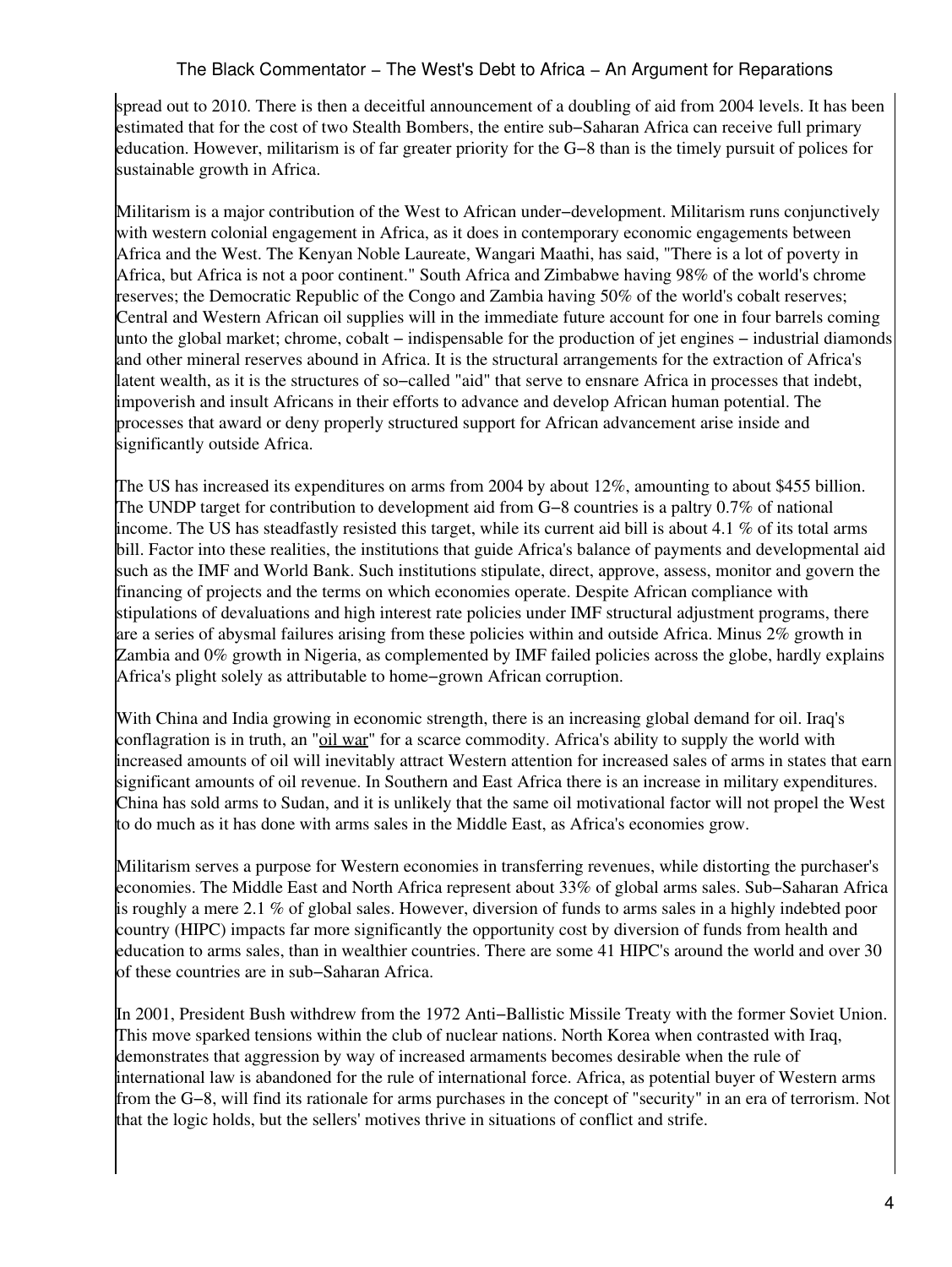spread out to 2010. There is then a deceitful announcement of a doubling of aid from 2004 levels. It has been estimated that for the cost of two Stealth Bombers, the entire sub−Saharan Africa can receive full primary education. However, militarism is of far greater priority for the G−8 than is the timely pursuit of polices for sustainable growth in Africa.

Militarism is a major contribution of the West to African under−development. Militarism runs conjunctively with western colonial engagement in Africa, as it does in contemporary economic engagements between Africa and the West. The Kenyan Noble Laureate, Wangari Maathi, has said, "There is a lot of poverty in Africa, but Africa is not a poor continent." South Africa and Zimbabwe having 98% of the world's chrome reserves; the Democratic Republic of the Congo and Zambia having 50% of the world's cobalt reserves; Central and Western African oil supplies will in the immediate future account for one in four barrels coming unto the global market; chrome, cobalt − indispensable for the production of jet engines − industrial diamonds and other mineral reserves abound in Africa. It is the structural arrangements for the extraction of Africa's latent wealth, as it is the structures of so−called "aid" that serve to ensnare Africa in processes that indebt, impoverish and insult Africans in their efforts to advance and develop African human potential. The processes that award or deny properly structured support for African advancement arise inside and significantly outside Africa.

The US has increased its expenditures on arms from 2004 by about 12%, amounting to about $455 billion. The UNDP target for contribution to development aid from G−8 countries is a paltry 0.7% of national income. The US has steadfastly resisted this target, while its current aid bill is about 4.1 % of its total arms bill. Factor into these realities, the institutions that guide Africa's balance of payments and developmental aid such as the IMF and World Bank. Such institutions stipulate, direct, approve, assess, monitor and govern the financing of projects and the terms on which economies operate. Despite African compliance with stipulations of devaluations and high interest rate policies under IMF structural adjustment programs, there are a series of abysmal failures arising from these policies within and outside Africa. Minus 2% growth in Zambia and 0% growth in Nigeria, as complemented by IMF failed policies across the globe, hardly explains Africa's plight solely as attributable to home−grown African corruption.

With China and India growing in economic strength, there is an increasing global demand for oil. Iraq's conflagration is in truth, an "oil war" for a scarce commodity. Africa's ability to supply the world with increased amounts of oil will inevitably attract Western attention for increased sales of arms in states that earn significant amounts of oil revenue. In Southern and East Africa there is an increase in military expenditures. China has sold arms to Sudan, and it is unlikely that the same oil motivational factor will not propel the West to do much as it has done with arms sales in the Middle East, as Africa's economies grow.

Militarism serves a purpose for Western economies in transferring revenues, while distorting the purchaser's economies. The Middle East and North Africa represent about 33% of global arms sales. Sub−Saharan Africa is roughly a mere 2.1 % of global sales. However, diversion of funds to arms sales in a highly indebted poor country (HIPC) impacts far more significantly the opportunity cost by diversion of funds from health and education to arms sales, than in wealthier countries. There are some 41 HIPC's around the world and over 30 of these countries are in sub−Saharan Africa.

In 2001, President Bush withdrew from the 1972 Anti−Ballistic Missile Treaty with the former Soviet Union. This move sparked tensions within the club of nuclear nations. North Korea when contrasted with Iraq, demonstrates that aggression by way of increased armaments becomes desirable when the rule of international law is abandoned for the rule of international force. Africa, as potential buyer of Western arms from the G−8, will find its rationale for arms purchases in the concept of "security" in an era of terrorism. Not that the logic holds, but the sellers' motives thrive in situations of conflict and strife.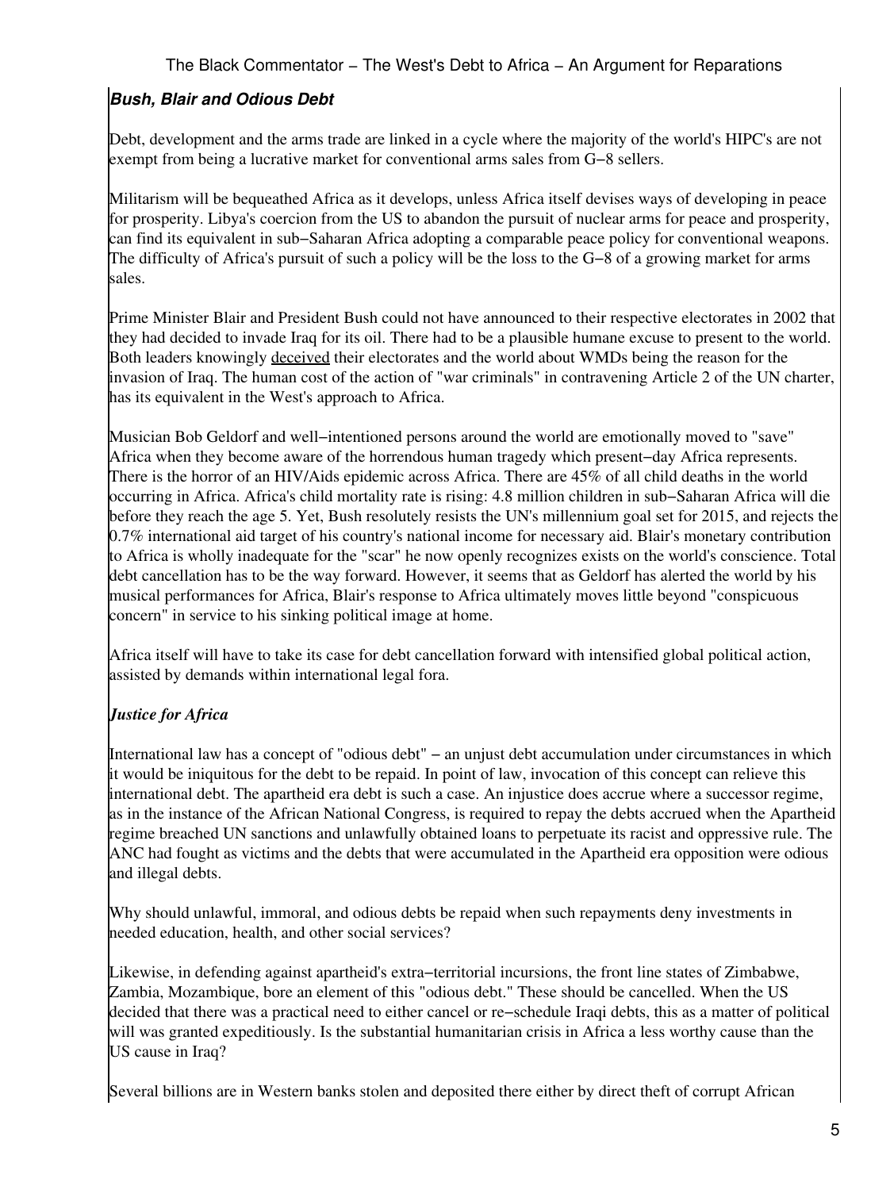### ***Bush, Blair and Odious Debt***

Debt, development and the arms trade are linked in a cycle where the majority of the world's HIPC's are not exempt from being a lucrative market for conventional arms sales from G−8 sellers.

Militarism will be bequeathed Africa as it develops, unless Africa itself devises ways of developing in peace for prosperity. Libya's coercion from the US to abandon the pursuit of nuclear arms for peace and prosperity, can find its equivalent in sub−Saharan Africa adopting a comparable peace policy for conventional weapons. The difficulty of Africa's pursuit of such a policy will be the loss to the G−8 of a growing market for arms sales.

Prime Minister Blair and President Bush could not have announced to their respective electorates in 2002 that they had decided to invade Iraq for its oil. There had to be a plausible humane excuse to present to the world. Both leaders knowingly deceived their electorates and the world about WMDs being the reason for the invasion of Iraq. The human cost of the action of "war criminals" in contravening Article 2 of the UN charter, has its equivalent in the West's approach to Africa.

Musician Bob Geldorf and well−intentioned persons around the world are emotionally moved to "save" Africa when they become aware of the horrendous human tragedy which present−day Africa represents. There is the horror of an HIV/Aids epidemic across Africa. There are 45% of all child deaths in the world occurring in Africa. Africa's child mortality rate is rising: 4.8 million children in sub−Saharan Africa will die before they reach the age 5. Yet, Bush resolutely resists the UN's millennium goal set for 2015, and rejects the 0.7% international aid target of his country's national income for necessary aid. Blair's monetary contribution to Africa is wholly inadequate for the "scar" he now openly recognizes exists on the world's conscience. Total debt cancellation has to be the way forward. However, it seems that as Geldorf has alerted the world by his musical performances for Africa, Blair's response to Africa ultimately moves little beyond "conspicuous concern" in service to his sinking political image at home.

Africa itself will have to take its case for debt cancellation forward with intensified global political action, assisted by demands within international legal fora.

### *Justice for Africa*

International law has a concept of "odious debt" − an unjust debt accumulation under circumstances in which it would be iniquitous for the debt to be repaid. In point of law, invocation of this concept can relieve this international debt. The apartheid era debt is such a case. An injustice does accrue where a successor regime, as in the instance of the African National Congress, is required to repay the debts accrued when the Apartheid regime breached UN sanctions and unlawfully obtained loans to perpetuate its racist and oppressive rule. The ANC had fought as victims and the debts that were accumulated in the Apartheid era opposition were odious and illegal debts.

Why should unlawful, immoral, and odious debts be repaid when such repayments deny investments in needed education, health, and other social services?

Likewise, in defending against apartheid's extra−territorial incursions, the front line states of Zimbabwe, Zambia, Mozambique, bore an element of this "odious debt." These should be cancelled. When the US decided that there was a practical need to either cancel or re−schedule Iraqi debts, this as a matter of political will was granted expeditiously. Is the substantial humanitarian crisis in Africa a less worthy cause than the US cause in Iraq?

Several billions are in Western banks stolen and deposited there either by direct theft of corrupt African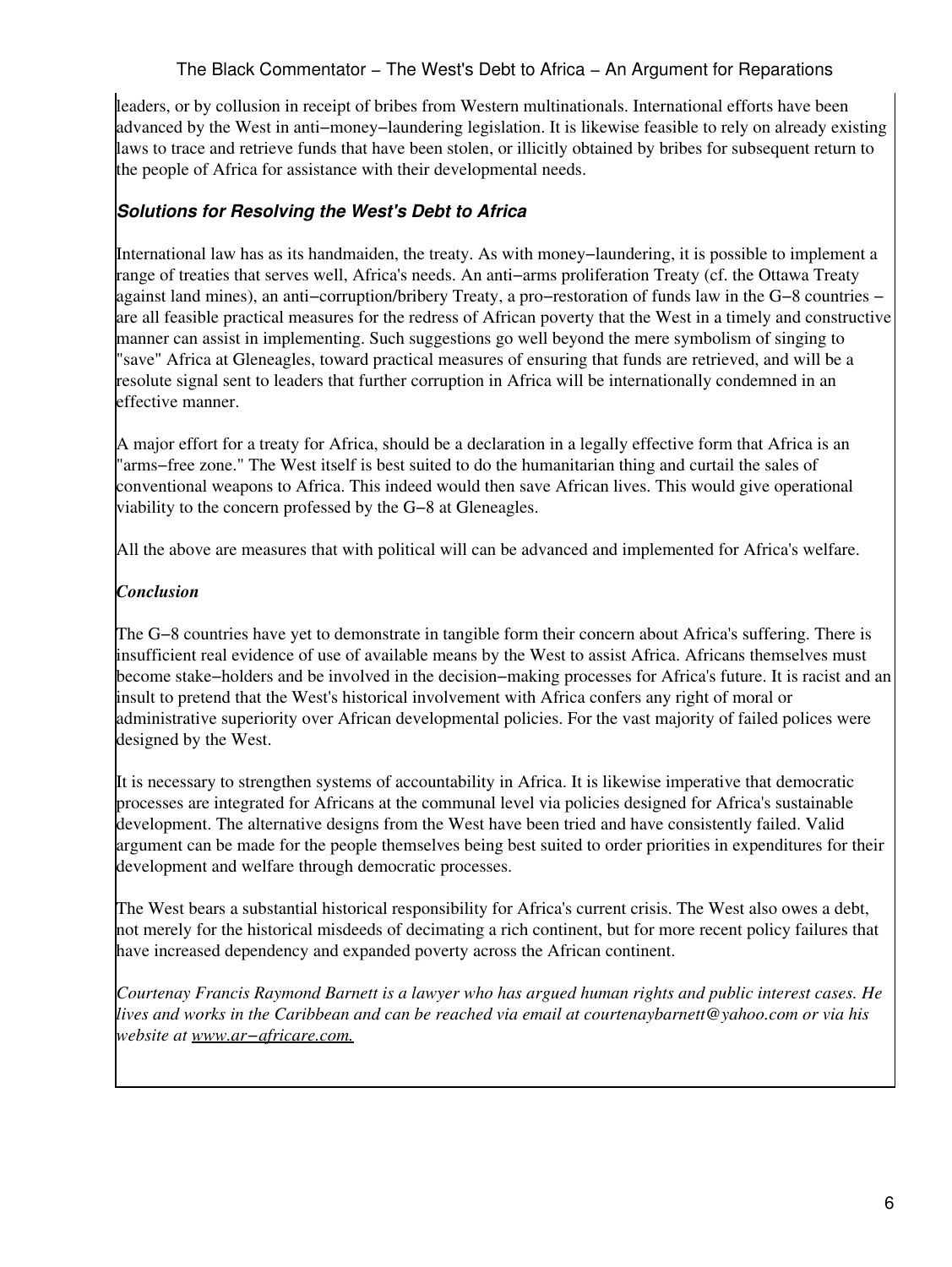leaders, or by collusion in receipt of bribes from Western multinationals. International efforts have been advanced by the West in anti−money−laundering legislation. It is likewise feasible to rely on already existing laws to trace and retrieve funds that have been stolen, or illicitly obtained by bribes for subsequent return to the people of Africa for assistance with their developmental needs.

### *Solutions for Resolving the West's Debt to Africa*

International law has as its handmaiden, the treaty. As with money−laundering, it is possible to implement a range of treaties that serves well, Africa's needs. An anti−arms proliferation Treaty (cf. the Ottawa Treaty against land mines), an anti−corruption/bribery Treaty, a pro−restoration of funds law in the G−8 countries − are all feasible practical measures for the redress of African poverty that the West in a timely and constructive manner can assist in implementing. Such suggestions go well beyond the mere symbolism of singing to "save" Africa at Gleneagles, toward practical measures of ensuring that funds are retrieved, and will be a resolute signal sent to leaders that further corruption in Africa will be internationally condemned in an effective manner.

A major effort for a treaty for Africa, should be a declaration in a legally effective form that Africa is an "arms−free zone." The West itself is best suited to do the humanitarian thing and curtail the sales of conventional weapons to Africa. This indeed would then save African lives. This would give operational viability to the concern professed by the G−8 at Gleneagles.

All the above are measures that with political will can be advanced and implemented for Africa's welfare.

### *Conclusion*

The G−8 countries have yet to demonstrate in tangible form their concern about Africa's suffering. There is insufficient real evidence of use of available means by the West to assist Africa. Africans themselves must become stake−holders and be involved in the decision−making processes for Africa's future. It is racist and an insult to pretend that the West's historical involvement with Africa confers any right of moral or administrative superiority over African developmental policies. For the vast majority of failed polices were designed by the West.

It is necessary to strengthen systems of accountability in Africa. It is likewise imperative that democratic processes are integrated for Africans at the communal level via policies designed for Africa's sustainable development. The alternative designs from the West have been tried and have consistently failed. Valid argument can be made for the people themselves being best suited to order priorities in expenditures for their development and welfare through democratic processes.

The West bears a substantial historical responsibility for Africa's current crisis. The West also owes a debt, not merely for the historical misdeeds of decimating a rich continent, but for more recent policy failures that have increased dependency and expanded poverty across the African continent.

*Courtenay Francis Raymond Barnett is a lawyer who has argued human rights and public interest cases. He lives and works in the Caribbean and can be reached via email at courtenaybarnett@yahoo.com or via his website at www.ar−africare.com.*